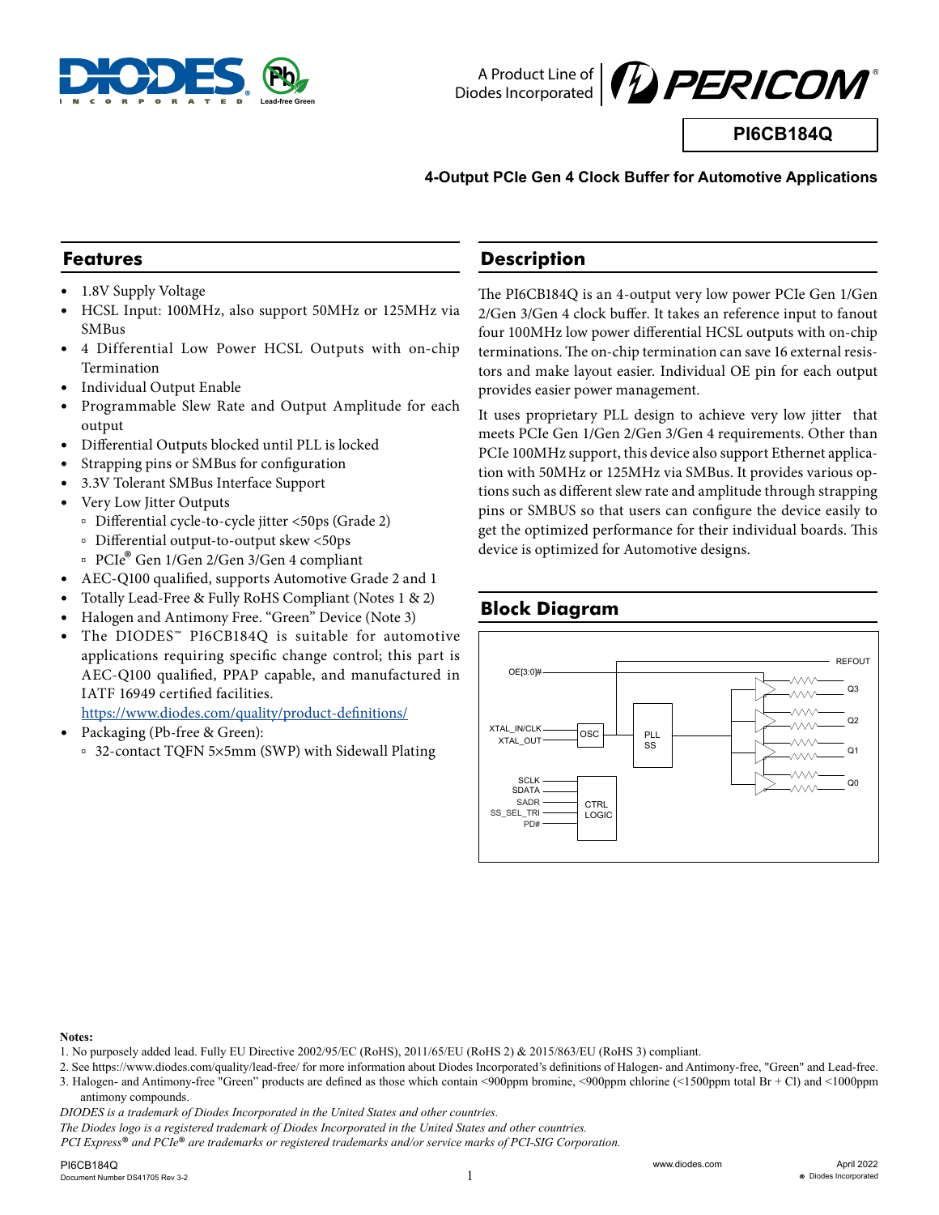# PI6CB184Q

## 4-Output PCIe Gen 4 Clock Buffer for Automotive Applications

## Features

- 1.8V Supply Voltage
- HCSL Input: 100MHz, also support 50MHz or 125MHz via SMBus
- 4 Differential Low Power HCSL Outputs with on-chip Termination
- Individual Output Enable
- Programmable Slew Rate and Output Amplitude for each output
- Differential Outputs blocked until PLL is locked
- Strapping pins or SMBus for configuration
- 3.3V Tolerant SMBus Interface Support
- Very Low Jitter Outputs
  - Differential cycle-to-cycle jitter <50ps (Grade 2)
  - Differential output-to-output skew <50ps
  - PCIe® Gen 1/Gen 2/Gen 3/Gen 4 compliant
- AEC-Q100 qualified, supports Automotive Grade 2 and 1
- Totally Lead-Free & Fully RoHS Compliant (Notes 1 & 2)
- Halogen and Antimony Free. "Green" Device (Note 3)
- The DIODES™ PI6CB184Q is suitable for automotive applications requiring specific change control; this part is AEC-Q100 qualified, PPAP capable, and manufactured in IATF 16949 certified facilities.
  https://www.diodes.com/quality/product-definitions/
- Packaging (Pb-free & Green):
  - 32-contact TQFN 5×5mm (SWP) with Sidewall Plating

## Description

The PI6CB184Q is an 4-output very low power PCIe Gen 1/Gen 2/Gen 3/Gen 4 clock buffer. It takes an reference input to fanout four 100MHz low power differential HCSL outputs with on-chip terminations. The on-chip termination can save 16 external resistors and make layout easier. Individual OE pin for each output provides easier power management.

It uses proprietary PLL design to achieve very low jitter that meets PCIe Gen 1/Gen 2/Gen 3/Gen 4 requirements. Other than PCIe 100MHz support, this device also support Ethernet application with 50MHz or 125MHz via SMBus. It provides various options such as different slew rate and amplitude through strapping pins or SMBUS so that users can configure the device easily to get the optimized performance for their individual boards. This device is optimized for Automotive designs.

## Block Diagram

OE[3:0]# | REFOUT | Q3 | Q2 | Q1 | Q0 | XTAL_IN/CLK | XTAL_OUT | OSC | PLL SS | SCLK | SDATA | SADR | SS_SEL_TRI | PD# | CTRL LOGIC

**Notes:**

1. No purposely added lead. Fully EU Directive 2002/95/EC (RoHS), 2011/65/EU (RoHS 2) & 2015/863/EU (RoHS 3) compliant.
2. See https://www.diodes.com/quality/lead-free/ for more information about Diodes Incorporated's definitions of Halogen- and Antimony-free, "Green" and Lead-free.
3. Halogen- and Antimony-free "Green" products are defined as those which contain <900ppm bromine, <900ppm chlorine (<1500ppm total Br + Cl) and <1000ppm antimony compounds.

*DIODES is a trademark of Diodes Incorporated in the United States and other countries.*
*The Diodes logo is a registered trademark of Diodes Incorporated in the United States and other countries.*
*PCI Express® and PCIe® are trademarks or registered trademarks and/or service marks of PCI-SIG Corporation.*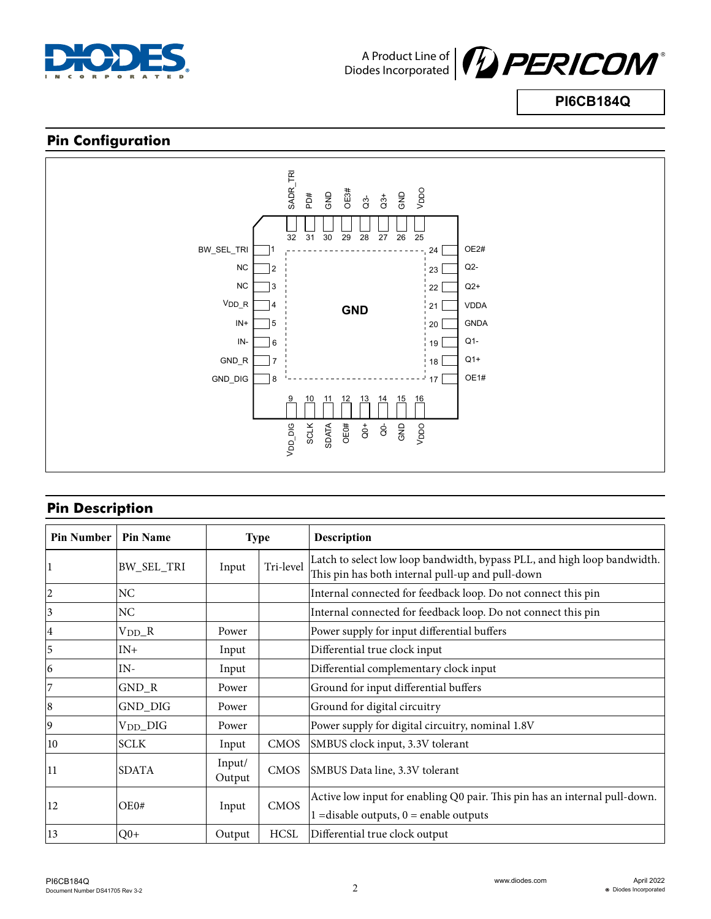## Pin Configuration

## Pin Description

| Pin Number | Pin Name | Type | | Description |
|---|---|---|---|---|
| 1 | BW_SEL_TRI | Input | Tri-level | Latch to select low loop bandwidth, bypass PLL, and high loop bandwidth. This pin has both internal pull-up and pull-down |
| 2 | NC | | | Internal connected for feedback loop. Do not connect this pin |
| 3 | NC | | | Internal connected for feedback loop. Do not connect this pin |
| 4 | $V_{DD}$_R | Power | | Power supply for input differential buffers |
| 5 | IN+ | Input | | Differential true clock input |
| 6 | IN- | Input | | Differential complementary clock input |
| 7 | GND_R | Power | | Ground for input differential buffers |
| 8 | GND_DIG | Power | | Ground for digital circuitry |
| 9 | $V_{DD}$_DIG | Power | | Power supply for digital circuitry, nominal 1.8V |
| 10 | SCLK | Input | CMOS | SMBUS clock input, 3.3V tolerant |
| 11 | SDATA | Input/ Output | CMOS | SMBUS Data line, 3.3V tolerant |
| 12 | OE0# | Input | CMOS | Active low input for enabling Q0 pair. This pin has an internal pull-down. 1 =disable outputs, 0 = enable outputs |
| 13 | Q0+ | Output | HCSL | Differential true clock output |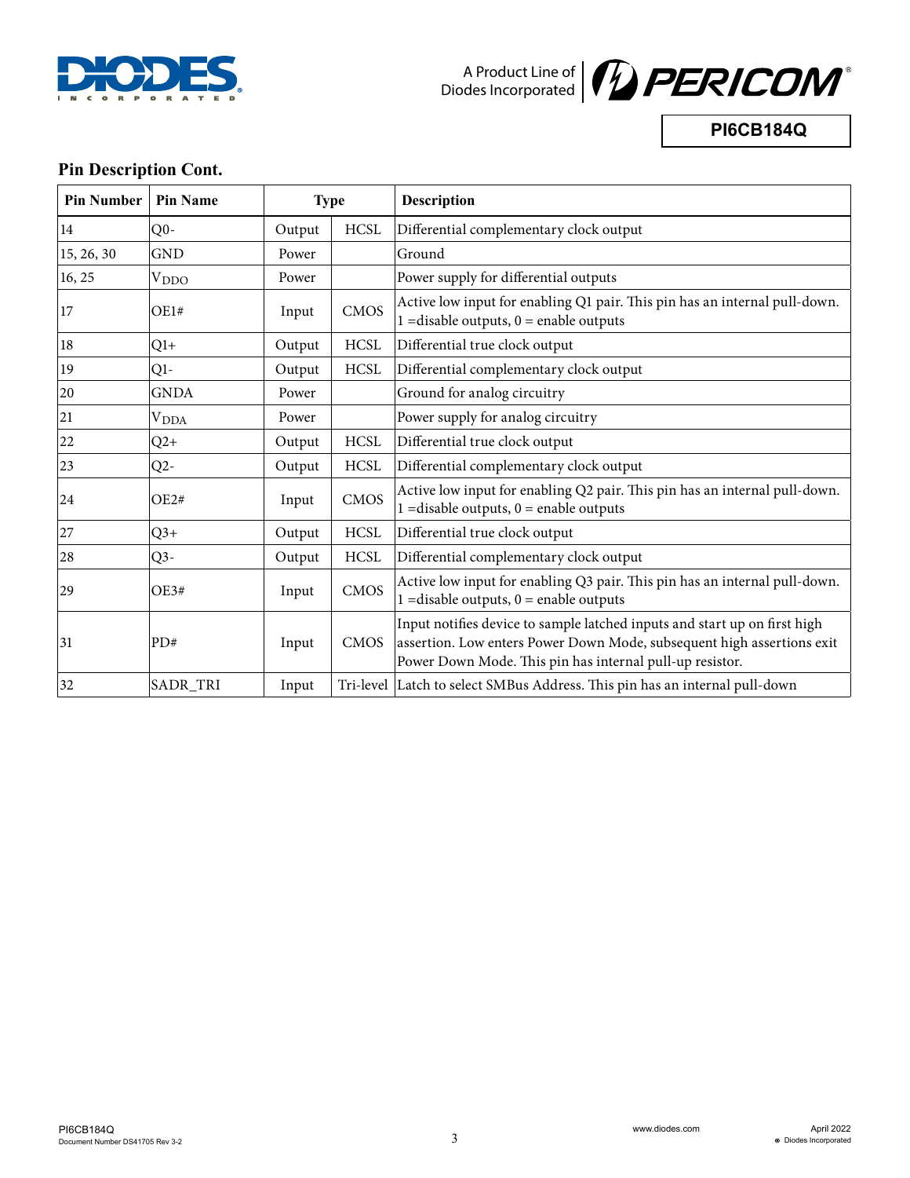## Pin Description Cont.

| Pin Number | Pin Name | Type | | Description |
|---|---|---|---|---|
| 14 | Q0- | Output | HCSL | Differential complementary clock output |
| 15, 26, 30 | GND | Power | | Ground |
| 16, 25 | $V_{DDO}$ | Power | | Power supply for differential outputs |
| 17 | OE1# | Input | CMOS | Active low input for enabling Q1 pair. This pin has an internal pull-down.<br>1 =disable outputs, 0 = enable outputs |
| 18 | Q1+ | Output | HCSL | Differential true clock output |
| 19 | Q1- | Output | HCSL | Differential complementary clock output |
| 20 | GNDA | Power | | Ground for analog circuitry |
| 21 | $V_{DDA}$ | Power | | Power supply for analog circuitry |
| 22 | Q2+ | Output | HCSL | Differential true clock output |
| 23 | Q2- | Output | HCSL | Differential complementary clock output |
| 24 | OE2# | Input | CMOS | Active low input for enabling Q2 pair. This pin has an internal pull-down.<br>1 =disable outputs, 0 = enable outputs |
| 27 | Q3+ | Output | HCSL | Differential true clock output |
| 28 | Q3- | Output | HCSL | Differential complementary clock output |
| 29 | OE3# | Input | CMOS | Active low input for enabling Q3 pair. This pin has an internal pull-down.<br>1 =disable outputs, 0 = enable outputs |
| 31 | PD# | Input | CMOS | Input notifies device to sample latched inputs and start up on first high assertion. Low enters Power Down Mode, subsequent high assertions exit Power Down Mode. This pin has internal pull-up resistor. |
| 32 | SADR_TRI | Input | Tri-level | Latch to select SMBus Address. This pin has an internal pull-down |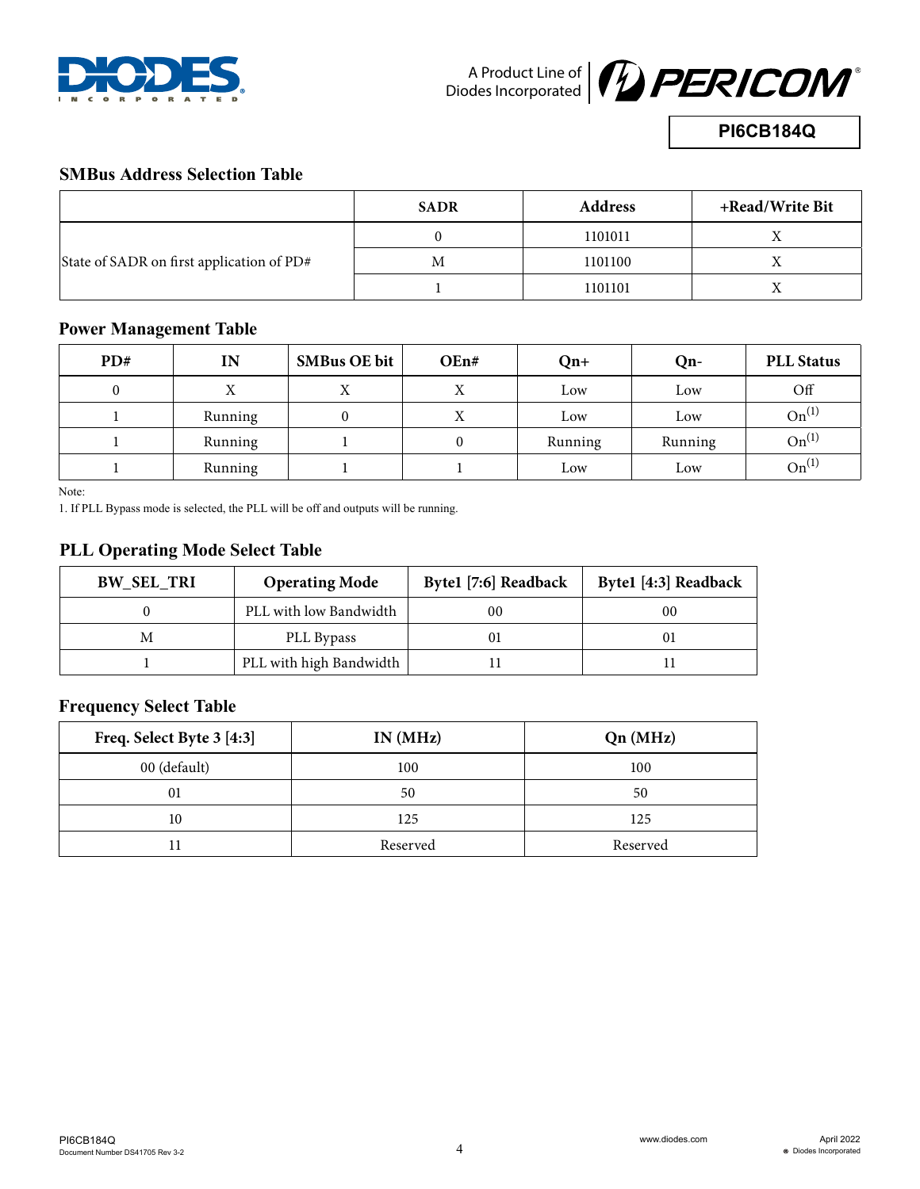## SMBus Address Selection Table

| | SADR | Address | +Read/Write Bit |
|---|---|---|---|
| State of SADR on first application of PD# | 0 | 1101011 | X |
| | M | 1101100 | X |
| | 1 | 1101101 | X |

## Power Management Table

| PD# | IN | SMBus OE bit | OEn# | Qn+ | Qn- | PLL Status |
|---|---|---|---|---|---|---|
| 0 | X | X | X | Low | Low | Off |
| 1 | Running | 0 | X | Low | Low | On(1) |
| 1 | Running | 1 | 0 | Running | Running | On(1) |
| 1 | Running | 1 | 1 | Low | Low | On(1) |

Note:

1. If PLL Bypass mode is selected, the PLL will be off and outputs will be running.

## PLL Operating Mode Select Table

| BW_SEL_TRI | Operating Mode | Byte1 [7:6] Readback | Byte1 [4:3] Readback |
|---|---|---|---|
| 0 | PLL with low Bandwidth | 00 | 00 |
| M | PLL Bypass | 01 | 01 |
| 1 | PLL with high Bandwidth | 11 | 11 |

## Frequency Select Table

| Freq. Select Byte 3 [4:3] | IN (MHz) | Qn (MHz) |
|---|---|---|
| 00 (default) | 100 | 100 |
| 01 | 50 | 50 |
| 10 | 125 | 125 |
| 11 | Reserved | Reserved |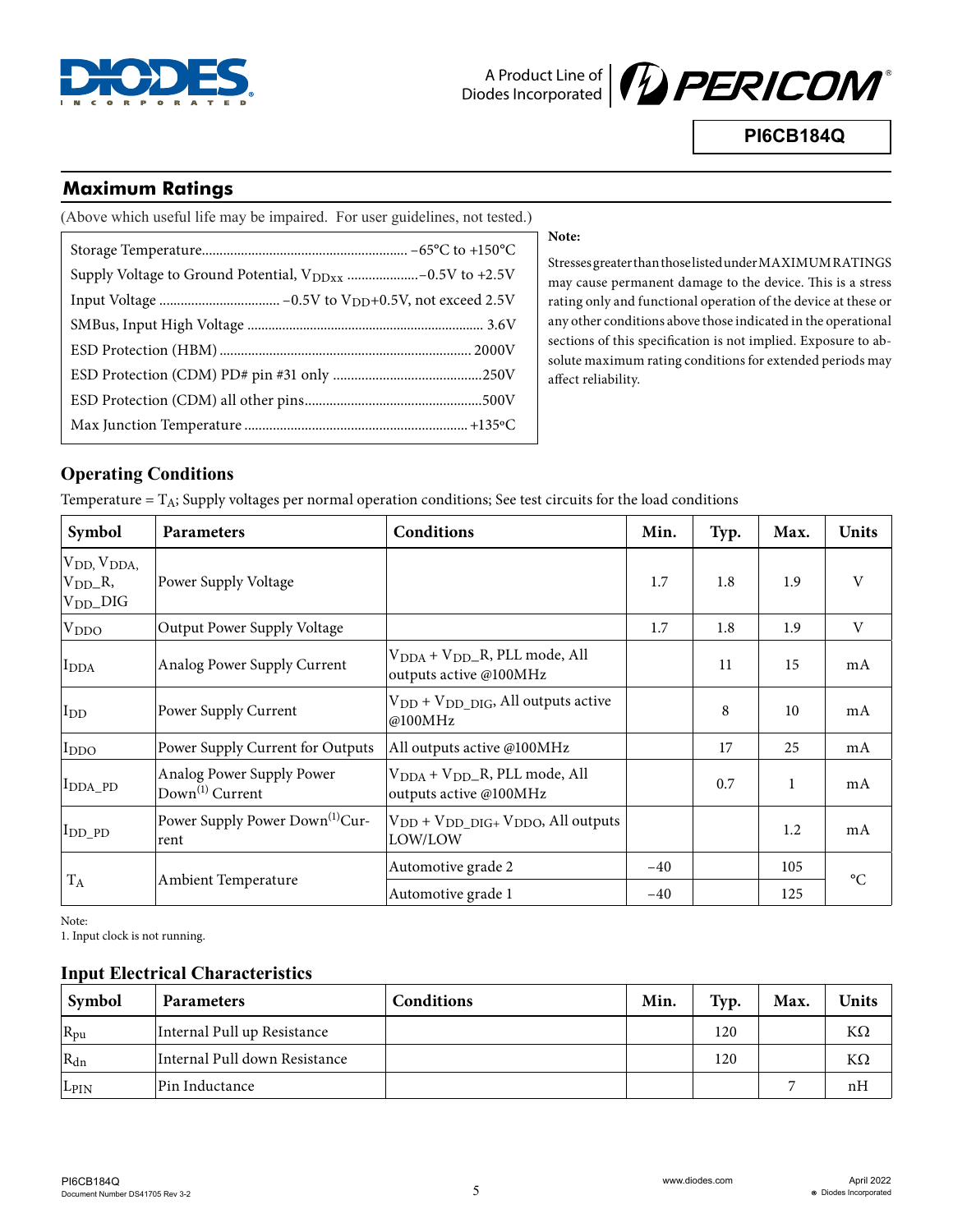## Maximum Ratings

(Above which useful life may be impaired. For user guidelines, not tested.)

| | |
|---|---|
| Storage Temperature | −65°C to +150°C |
| Supply Voltage to Ground Potential, $V_{DDxx}$ | −0.5V to +2.5V |
| Input Voltage | −0.5V to $V_{DD}$+0.5V, not exceed 2.5V |
| SMBus, Input High Voltage | 3.6V |
| ESD Protection (HBM) | 2000V |
| ESD Protection (CDM) PD# pin #31 only | 250V |
| ESD Protection (CDM) all other pins | 500V |
| Max Junction Temperature | +135°C |

**Note:**

Stresses greater than those listed under MAXIMUM RATINGS may cause permanent damage to the device. This is a stress rating only and functional operation of the device at these or any other conditions above those indicated in the operational sections of this specification is not implied. Exposure to absolute maximum rating conditions for extended periods may affect reliability.

## Operating Conditions

Temperature = $T_A$; Supply voltages per normal operation conditions; See test circuits for the load conditions

| Symbol | Parameters | Conditions | Min. | Typ. | Max. | Units |
|---|---|---|---|---|---|---|
| $V_{DD}$, $V_{DDA}$, $V_{DD}$_R, $V_{DD}$_DIG | Power Supply Voltage | | 1.7 | 1.8 | 1.9 | V |
| $V_{DDO}$ | Output Power Supply Voltage | | 1.7 | 1.8 | 1.9 | V |
| $I_{DDA}$ | Analog Power Supply Current | $V_{DDA}$ + $V_{DD}$_R, PLL mode, All outputs active @100MHz | | 11 | 15 | mA |
| $I_{DD}$ | Power Supply Current | $V_{DD}$ + $V_{DD\_DIG}$, All outputs active @100MHz | | 8 | 10 | mA |
| $I_{DDO}$ | Power Supply Current for Outputs | All outputs active @100MHz | | 17 | 25 | mA |
| $I_{DDA\_PD}$ | Analog Power Supply Power Down(1) Current | $V_{DDA}$ + $V_{DD}$_R, PLL mode, All outputs active @100MHz | | 0.7 | 1 | mA |
| $I_{DD\_PD}$ | Power Supply Power Down(1) Current | $V_{DD}$ + $V_{DD\_DIG+}$ $V_{DDO}$, All outputs LOW/LOW | | | 1.2 | mA |
| $T_A$ | Ambient Temperature | Automotive grade 2 | −40 | | 105 | °C |
| | | Automotive grade 1 | −40 | | 125 | |

Note:
1. Input clock is not running.

## Input Electrical Characteristics

| Symbol | Parameters | Conditions | Min. | Typ. | Max. | Units |
|---|---|---|---|---|---|---|
| $R_{pu}$ | Internal Pull up Resistance | | | 120 | | KΩ |
| $R_{dn}$ | Internal Pull down Resistance | | | 120 | | KΩ |
| $L_{PIN}$ | Pin Inductance | | | | 7 | nH |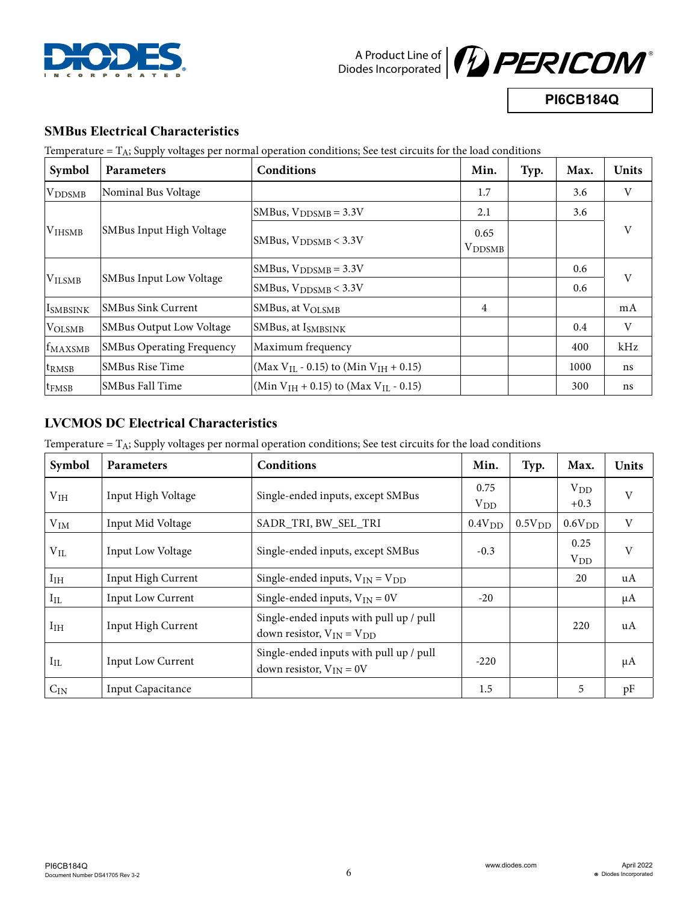## SMBus Electrical Characteristics

Temperature = $T_A$; Supply voltages per normal operation conditions; See test circuits for the load conditions

| Symbol | Parameters | Conditions | Min. | Typ. | Max. | Units |
|---|---|---|---|---|---|---|
| $V_{DDSMB}$ | Nominal Bus Voltage | | 1.7 | | 3.6 | V |
| $V_{IHSMB}$ | SMBus Input High Voltage | SMBus, $V_{DDSMB}$ = 3.3V | 2.1 | | 3.6 | V |
| | | SMBus, $V_{DDSMB}$ < 3.3V | 0.65 $V_{DDSMB}$ | | | |
| $V_{ILSMB}$ | SMBus Input Low Voltage | SMBus, $V_{DDSMB}$ = 3.3V | | | 0.6 | V |
| | | SMBus, $V_{DDSMB}$ < 3.3V | | | 0.6 | |
| $I_{SMBSINK}$ | SMBus Sink Current | SMBus, at $V_{OLSMB}$ | 4 | | | mA |
| $V_{OLSMB}$ | SMBus Output Low Voltage | SMBus, at $I_{SMBSINK}$ | | | 0.4 | V |
| $f_{MAXSMB}$ | SMBus Operating Frequency | Maximum frequency | | | 400 | kHz |
| $t_{RMSB}$ | SMBus Rise Time | (Max $V_{IL}$ - 0.15) to (Min $V_{IH}$ + 0.15) | | | 1000 | ns |
| $t_{FMSB}$ | SMBus Fall Time | (Min $V_{IH}$ + 0.15) to (Max $V_{IL}$ - 0.15) | | | 300 | ns |

## LVCMOS DC Electrical Characteristics

Temperature = $T_A$; Supply voltages per normal operation conditions; See test circuits for the load conditions

| Symbol | Parameters | Conditions | Min. | Typ. | Max. | Units |
|---|---|---|---|---|---|---|
| $V_{IH}$ | Input High Voltage | Single-ended inputs, except SMBus | 0.75 $V_{DD}$ | | $V_{DD}$ +0.3 | V |
| $V_{IM}$ | Input Mid Voltage | SADR_TRI, BW_SEL_TRI | $0.4V_{DD}$ | $0.5V_{DD}$ | $0.6V_{DD}$ | V |
| $V_{IL}$ | Input Low Voltage | Single-ended inputs, except SMBus | -0.3 | | 0.25 $V_{DD}$ | V |
| $I_{IH}$ | Input High Current | Single-ended inputs, $V_{IN}$ = $V_{DD}$ | | | 20 | uA |
| $I_{IL}$ | Input Low Current | Single-ended inputs, $V_{IN}$ = 0V | -20 | | | μA |
| $I_{IH}$ | Input High Current | Single-ended inputs with pull up / pull down resistor, $V_{IN}$ = $V_{DD}$ | | | 220 | uA |
| $I_{IL}$ | Input Low Current | Single-ended inputs with pull up / pull down resistor, $V_{IN}$ = 0V | -220 | | | μA |
| $C_{IN}$ | Input Capacitance | | 1.5 | | 5 | pF |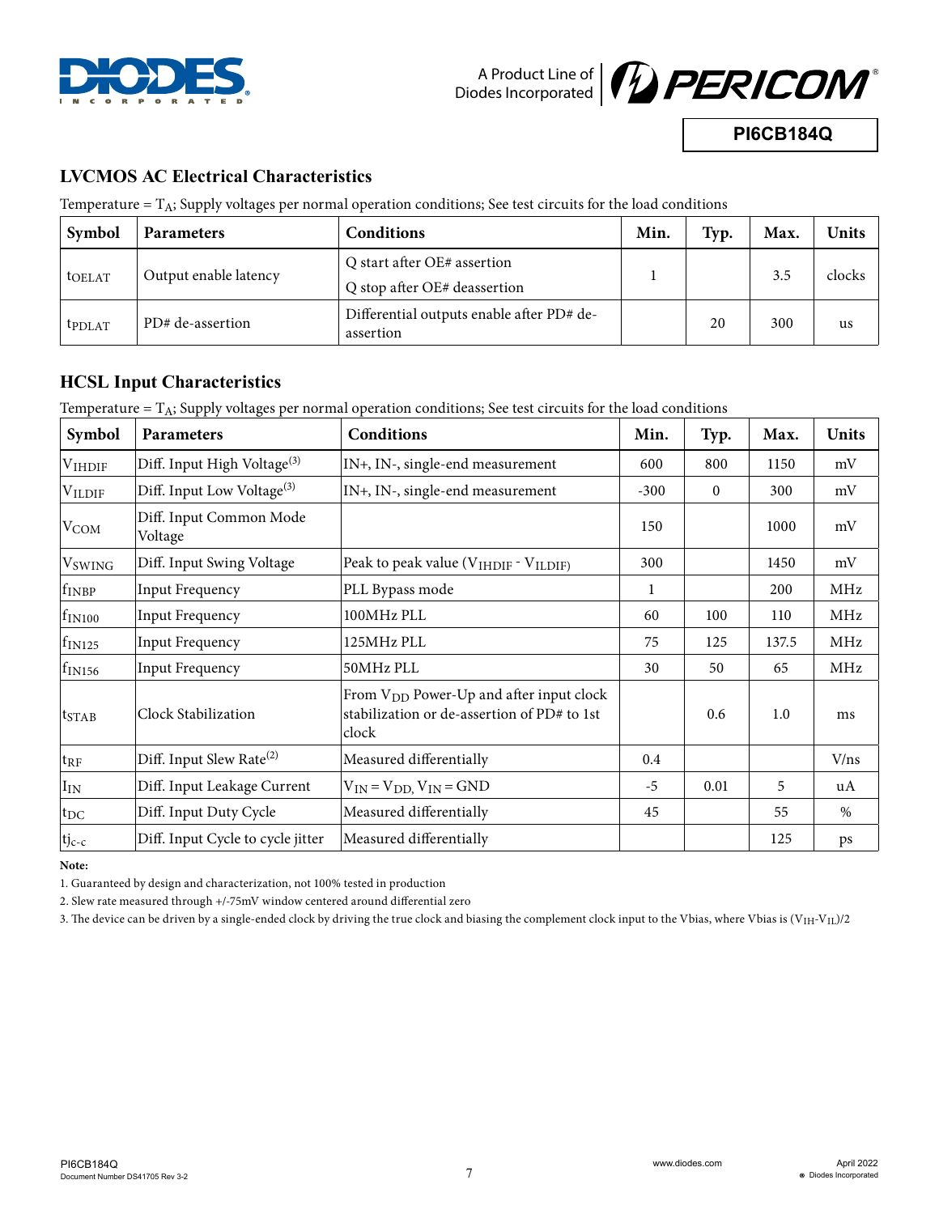## LVCMOS AC Electrical Characteristics

Temperature = $T_A$; Supply voltages per normal operation conditions; See test circuits for the load conditions

| Symbol | Parameters | Conditions | Min. | Typ. | Max. | Units |
|---|---|---|---|---|---|---|
| $t_{OELAT}$ | Output enable latency | Q start after OE# assertion<br>Q stop after OE# deassertion | 1 | | 3.5 | clocks |
| $t_{PDLAT}$ | PD# de-assertion | Differential outputs enable after PD# de-assertion | | 20 | 300 | us |

## HCSL Input Characteristics

Temperature = $T_A$; Supply voltages per normal operation conditions; See test circuits for the load conditions

| Symbol | Parameters | Conditions | Min. | Typ. | Max. | Units |
|---|---|---|---|---|---|---|
| $V_{IHDIF}$ | Diff. Input High Voltage[3] | IN+, IN-, single-end measurement | 600 | 800 | 1150 | mV |
| $V_{ILDIF}$ | Diff. Input Low Voltage[3] | IN+, IN-, single-end measurement | -300 | 0 | 300 | mV |
| $V_{COM}$ | Diff. Input Common Mode Voltage | | 150 | | 1000 | mV |
| $V_{SWING}$ | Diff. Input Swing Voltage | Peak to peak value ($V_{IHDIF}$ - $V_{ILDIF}$) | 300 | | 1450 | mV |
| $f_{INBP}$ | Input Frequency | PLL Bypass mode | 1 | | 200 | MHz |
| $f_{IN100}$ | Input Frequency | 100MHz PLL | 60 | 100 | 110 | MHz |
| $f_{IN125}$ | Input Frequency | 125MHz PLL | 75 | 125 | 137.5 | MHz |
| $f_{IN156}$ | Input Frequency | 50MHz PLL | 30 | 50 | 65 | MHz |
| $t_{STAB}$ | Clock Stabilization | From $V_{DD}$ Power-Up and after input clock stabilization or de-assertion of PD# to 1st clock | | 0.6 | 1.0 | ms |
| $t_{RF}$ | Diff. Input Slew Rate[2] | Measured differentially | 0.4 | | | V/ns |
| $I_{IN}$ | Diff. Input Leakage Current | $V_{IN} = V_{DD}$, $V_{IN}$ = GND | -5 | 0.01 | 5 | uA |
| $t_{DC}$ | Diff. Input Duty Cycle | Measured differentially | 45 | | 55 | % |
| $tj_{c-c}$ | Diff. Input Cycle to cycle jitter | Measured differentially | | | 125 | ps |

**Note:**

1. Guaranteed by design and characterization, not 100% tested in production
2. Slew rate measured through +/-75mV window centered around differential zero
3. The device can be driven by a single-ended clock by driving the true clock and biasing the complement clock input to the Vbias, where Vbias is $(V_{IH}-V_{IL})/2$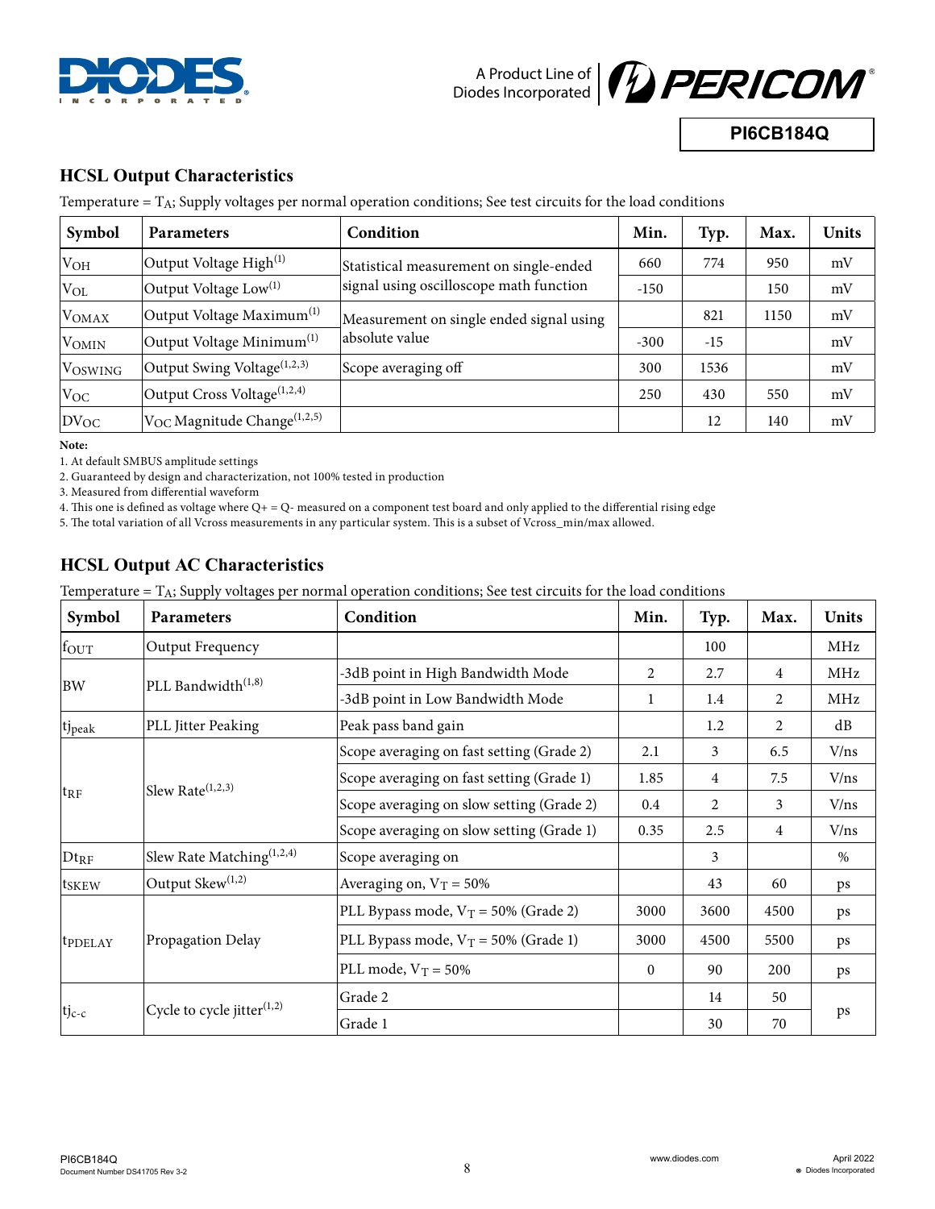## HCSL Output Characteristics

Temperature = $T_A$; Supply voltages per normal operation conditions; See test circuits for the load conditions

| Symbol | Parameters | Condition | Min. | Typ. | Max. | Units |
|---|---|---|---|---|---|---|
| $V_{OH}$ | Output Voltage High[1] | Statistical measurement on single-ended signal using oscilloscope math function | 660 | 774 | 950 | mV |
| $V_{OL}$ | Output Voltage Low[1] | | -150 | | 150 | mV |
| $V_{OMAX}$ | Output Voltage Maximum[1] | Measurement on single ended signal using absolute value | | 821 | 1150 | mV |
| $V_{OMIN}$ | Output Voltage Minimum[1] | | -300 | -15 | | mV |
| $V_{OSWING}$ | Output Swing Voltage[1,2,3] | Scope averaging off | 300 | 1536 | | mV |
| $V_{OC}$ | Output Cross Voltage[1,2,4] | | 250 | 430 | 550 | mV |
| $DV_{OC}$ | $V_{OC}$ Magnitude Change[1,2,5] | | | 12 | 140 | mV |

**Note:**

1. At default SMBUS amplitude settings
2. Guaranteed by design and characterization, not 100% tested in production
3. Measured from differential waveform
4. This one is defined as voltage where Q+ = Q- measured on a component test board and only applied to the differential rising edge
5. The total variation of all Vcross measurements in any particular system. This is a subset of Vcross_min/max allowed.

## HCSL Output AC Characteristics

Temperature = $T_A$; Supply voltages per normal operation conditions; See test circuits for the load conditions

| Symbol | Parameters | Condition | Min. | Typ. | Max. | Units |
|---|---|---|---|---|---|---|
| $f_{OUT}$ | Output Frequency | | | 100 | | MHz |
| BW | PLL Bandwidth[1,8] | -3dB point in High Bandwidth Mode | 2 | 2.7 | 4 | MHz |
| | | -3dB point in Low Bandwidth Mode | 1 | 1.4 | 2 | MHz |
| $tj_{peak}$ | PLL Jitter Peaking | Peak pass band gain | | 1.2 | 2 | dB |
| $t_{RF}$ | Slew Rate[1,2,3] | Scope averaging on fast setting (Grade 2) | 2.1 | 3 | 6.5 | V/ns |
| | | Scope averaging on fast setting (Grade 1) | 1.85 | 4 | 7.5 | V/ns |
| | | Scope averaging on slow setting (Grade 2) | 0.4 | 2 | 3 | V/ns |
| | | Scope averaging on slow setting (Grade 1) | 0.35 | 2.5 | 4 | V/ns |
| $Dt_{RF}$ | Slew Rate Matching[1,2,4] | Scope averaging on | | 3 | | % |
| $t_{SKEW}$ | Output Skew[1,2] | Averaging on, $V_T$ = 50% | | 43 | 60 | ps |
| $t_{PDELAY}$ | Propagation Delay | PLL Bypass mode, $V_T$ = 50% (Grade 2) | 3000 | 3600 | 4500 | ps |
| | | PLL Bypass mode, $V_T$ = 50% (Grade 1) | 3000 | 4500 | 5500 | ps |
| | | PLL mode, $V_T$ = 50% | 0 | 90 | 200 | ps |
| $tj_{c-c}$ | Cycle to cycle jitter[1,2] | Grade 2 | | 14 | 50 | ps |
| | | Grade 1 | | 30 | 70 | ps |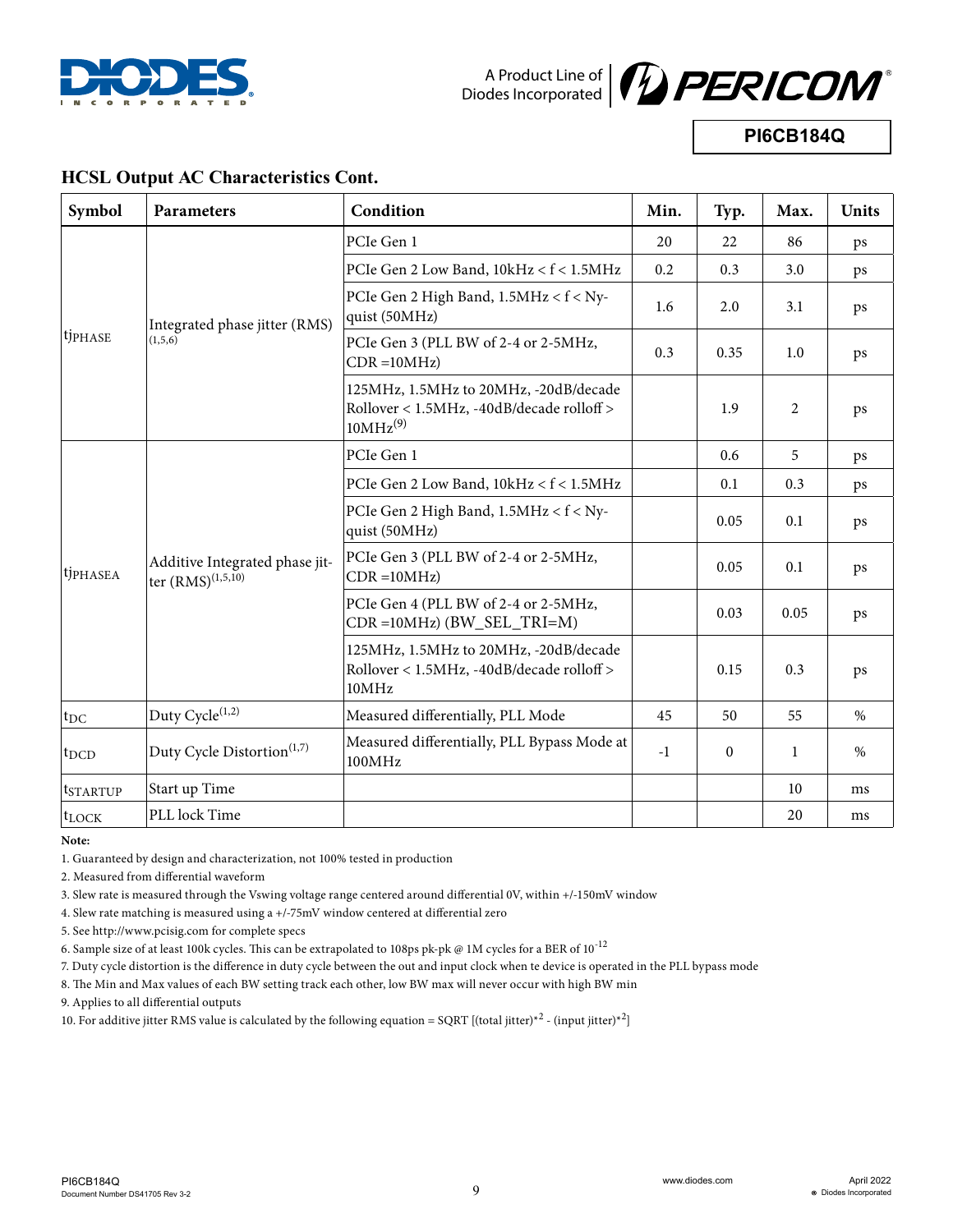## HCSL Output AC Characteristics Cont.

| Symbol | Parameters | Condition | Min. | Typ. | Max. | Units |
|---|---|---|---|---|---|---|
| $t_{jPHASE}$ | Integrated phase jitter (RMS) (1,5,6) | PCIe Gen 1 | 20 | 22 | 86 | ps |
| | | PCIe Gen 2 Low Band, 10kHz < f < 1.5MHz | 0.2 | 0.3 | 3.0 | ps |
| | | PCIe Gen 2 High Band, 1.5MHz < f < Nyquist (50MHz) | 1.6 | 2.0 | 3.1 | ps |
| | | PCIe Gen 3 (PLL BW of 2-4 or 2-5MHz, CDR =10MHz) | 0.3 | 0.35 | 1.0 | ps |
| | | 125MHz, 1.5MHz to 20MHz, -20dB/decade Rollover < 1.5MHz, -40dB/decade rolloff > 10MHz(9) | | 1.9 | 2 | ps |
| $t_{jPHASEA}$ | Additive Integrated phase jitter (RMS)(1,5,10) | PCIe Gen 1 | | 0.6 | 5 | ps |
| | | PCIe Gen 2 Low Band, 10kHz < f < 1.5MHz | | 0.1 | 0.3 | ps |
| | | PCIe Gen 2 High Band, 1.5MHz < f < Nyquist (50MHz) | | 0.05 | 0.1 | ps |
| | | PCIe Gen 3 (PLL BW of 2-4 or 2-5MHz, CDR =10MHz) | | 0.05 | 0.1 | ps |
| | | PCIe Gen 4 (PLL BW of 2-4 or 2-5MHz, CDR =10MHz) (BW_SEL_TRI=M) | | 0.03 | 0.05 | ps |
| | | 125MHz, 1.5MHz to 20MHz, -20dB/decade Rollover < 1.5MHz, -40dB/decade rolloff > 10MHz | | 0.15 | 0.3 | ps |
| $t_{DC}$ | Duty Cycle(1,2) | Measured differentially, PLL Mode | 45 | 50 | 55 | % |
| $t_{DCD}$ | Duty Cycle Distortion(1,7) | Measured differentially, PLL Bypass Mode at 100MHz | -1 | 0 | 1 | % |
| $t_{STARTUP}$ | Start up Time | | | | 10 | ms |
| $t_{LOCK}$ | PLL lock Time | | | | 20 | ms |

**Note:**

1. Guaranteed by design and characterization, not 100% tested in production
2. Measured from differential waveform
3. Slew rate is measured through the Vswing voltage range centered around differential 0V, within +/-150mV window
4. Slew rate matching is measured using a +/-75mV window centered at differential zero
5. See http://www.pcisig.com for complete specs
6. Sample size of at least 100k cycles. This can be extrapolated to 108ps pk-pk @ 1M cycles for a BER of $10^{-12}$
7. Duty cycle distortion is the difference in duty cycle between the out and input clock when te device is operated in the PLL bypass mode
8. The Min and Max values of each BW setting track each other, low BW max will never occur with high BW min
9. Applies to all differential outputs
10. For additive jitter RMS value is calculated by the following equation = SQRT [(total jitter)$^{*2}$ - (input jitter)$^{*2}$]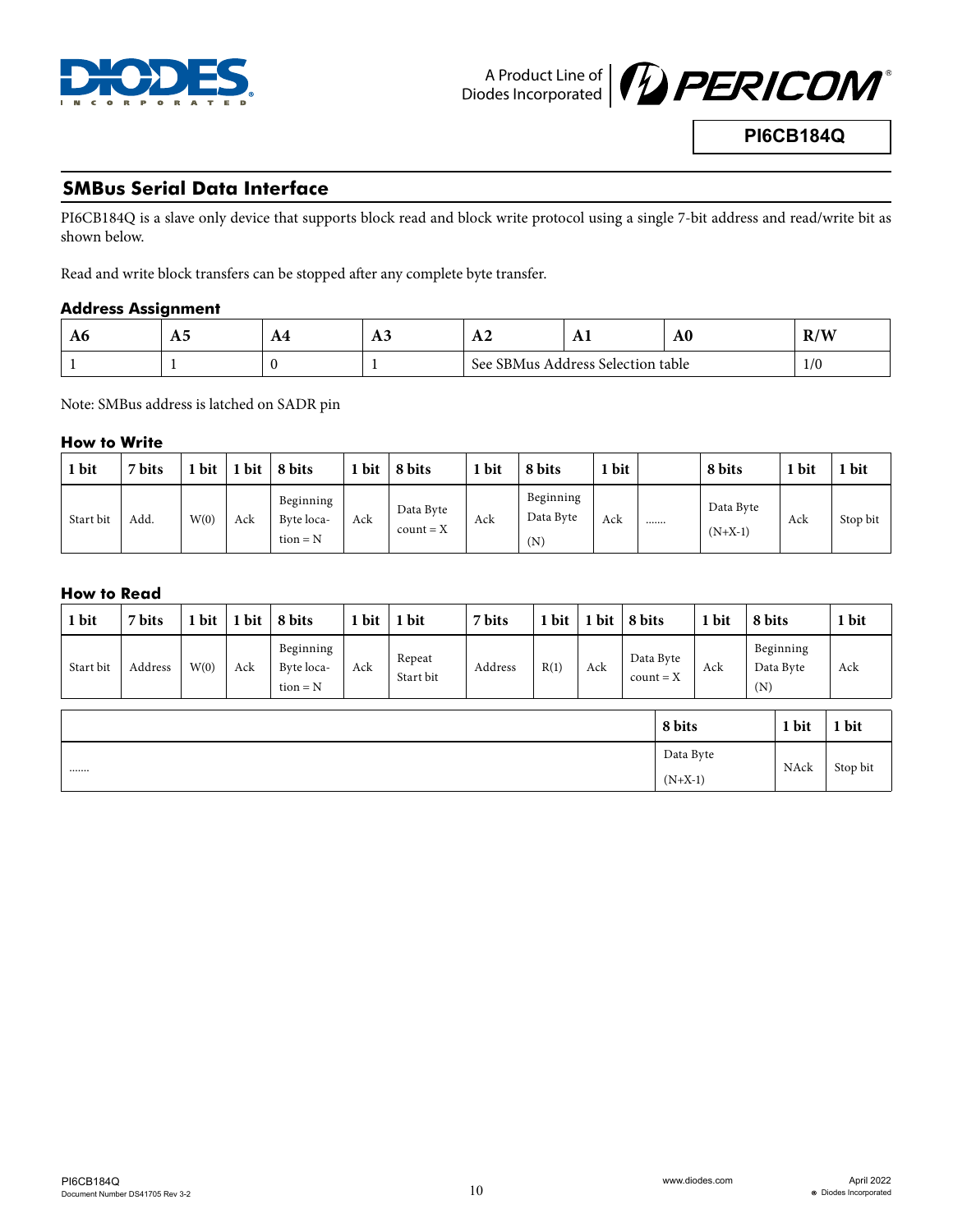## SMBus Serial Data Interface

PI6CB184Q is a slave only device that supports block read and block write protocol using a single 7-bit address and read/write bit as shown below.

Read and write block transfers can be stopped after any complete byte transfer.

### Address Assignment

| A6 | A5 | A4 | A3 | A2 | A1 | A0 | R/W |
|---|---|---|---|---|---|---|---|
| 1 | 1 | 0 | 1 | See SBMus Address Selection table | | | 1/0 |

Note: SMBus address is latched on SADR pin

### How to Write

| 1 bit | 7 bits | 1 bit | 1 bit | 8 bits | 1 bit | 8 bits | 1 bit | 8 bits | 1 bit | | 8 bits | 1 bit | 1 bit |
|---|---|---|---|---|---|---|---|---|---|---|---|---|---|
| Start bit | Add. | W(0) | Ack | Beginning Byte location = N | Ack | Data Byte count = X | Ack | Beginning Data Byte (N) | Ack | ....... | Data Byte (N+X-1) | Ack | Stop bit |

### How to Read

| 1 bit | 7 bits | 1 bit | 1 bit | 8 bits | 1 bit | 1 bit | 7 bits | 1 bit | 1 bit | 8 bits | 1 bit | 8 bits | 1 bit |
|---|---|---|---|---|---|---|---|---|---|---|---|---|---|
| Start bit | Address | W(0) | Ack | Beginning Byte location = N | Ack | Repeat Start bit | Address | R(1) | Ack | Data Byte count = X | Ack | Beginning Data Byte (N) | Ack |

| | 8 bits | 1 bit | 1 bit |
|---|---|---|---|
| ....... | Data Byte (N+X-1) | NAck | Stop bit |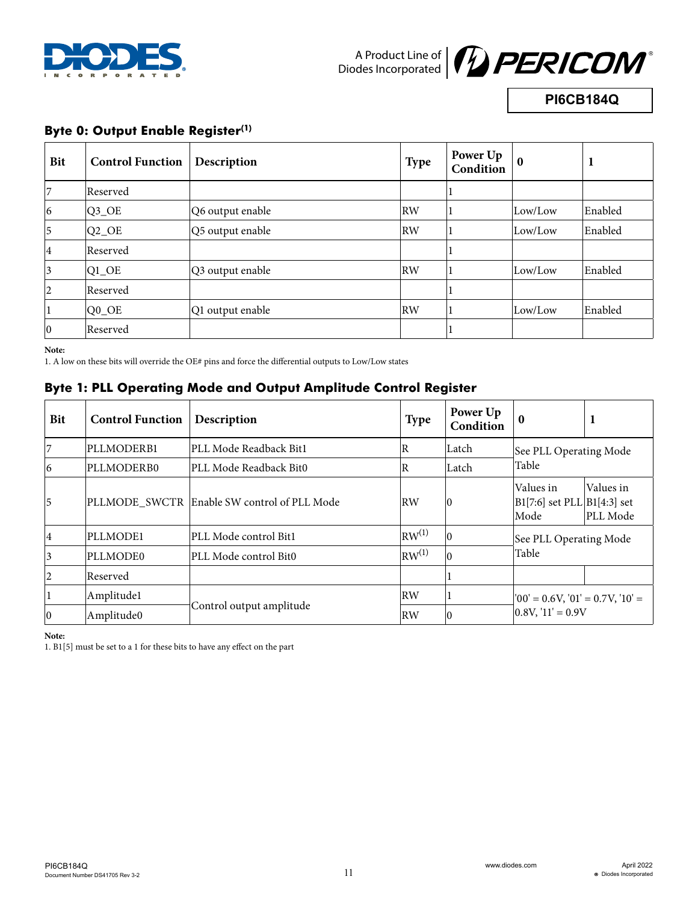## Byte 0: Output Enable Register(1)

| Bit | Control Function | Description | Type | Power Up Condition | 0 | 1 |
|---|---|---|---|---|---|---|
| 7 | Reserved | | | 1 | | |
| 6 | Q3_OE | Q6 output enable | RW | 1 | Low/Low | Enabled |
| 5 | Q2_OE | Q5 output enable | RW | 1 | Low/Low | Enabled |
| 4 | Reserved | | | 1 | | |
| 3 | Q1_OE | Q3 output enable | RW | 1 | Low/Low | Enabled |
| 2 | Reserved | | | 1 | | |
| 1 | Q0_OE | Q1 output enable | RW | 1 | Low/Low | Enabled |
| 0 | Reserved | | | 1 | | |

**Note:**
1. A low on these bits will override the OE# pins and force the differential outputs to Low/Low states

## Byte 1: PLL Operating Mode and Output Amplitude Control Register

| Bit | Control Function | Description | Type | Power Up Condition | 0 | 1 |
|---|---|---|---|---|---|---|
| 7 | PLLMODERB1 | PLL Mode Readback Bit1 | R | Latch | See PLL Operating Mode Table | |
| 6 | PLLMODERB0 | PLL Mode Readback Bit0 | R | Latch | | |
| 5 | PLLMODE_SWCTR | Enable SW control of PLL Mode | RW | 0 | Values in B1[7:6] set PLL Mode | Values in B1[4:3] set PLL Mode |
| 4 | PLLMODE1 | PLL Mode control Bit1 | RW(1) | 0 | See PLL Operating Mode Table | |
| 3 | PLLMODE0 | PLL Mode control Bit0 | RW(1) | 0 | | |
| 2 | Reserved | | | 1 | | |
| 1 | Amplitude1 | Control output amplitude | RW | 1 | '00' = 0.6V, '01' = 0.7V, '10' = 0.8V, '11' = 0.9V | |
| 0 | Amplitude0 | | RW | 0 | | |

**Note:**
1. B1[5] must be set to a 1 for these bits to have any effect on the part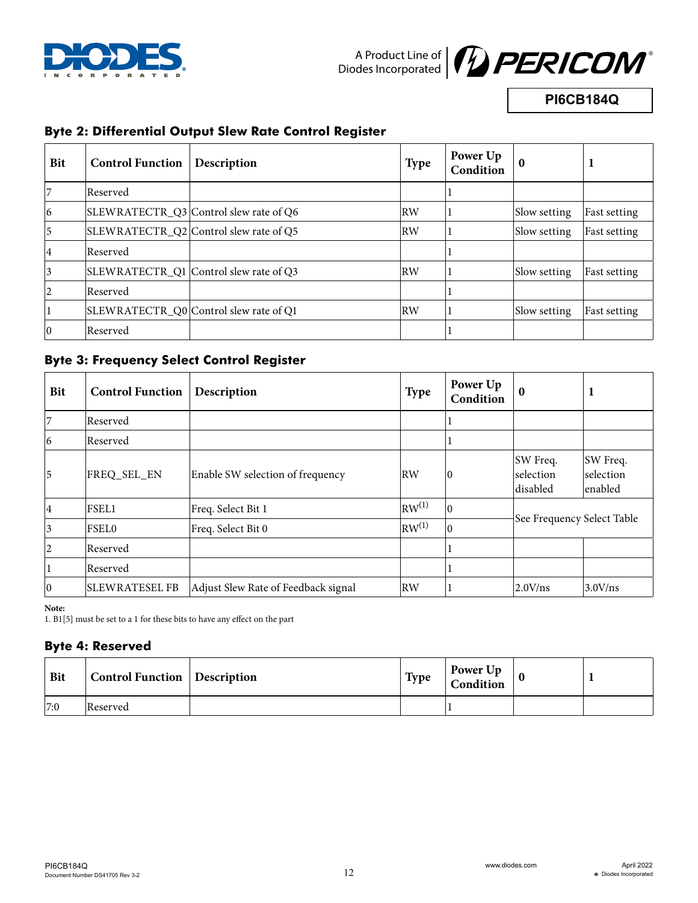### Byte 2: Differential Output Slew Rate Control Register

| Bit | Control Function | Description | Type | Power Up Condition | 0 | 1 |
|---|---|---|---|---|---|---|
| 7 | Reserved | | | 1 | | |
| 6 | SLEWRATECTR_Q3 | Control slew rate of Q6 | RW | 1 | Slow setting | Fast setting |
| 5 | SLEWRATECTR_Q2 | Control slew rate of Q5 | RW | 1 | Slow setting | Fast setting |
| 4 | Reserved | | | 1 | | |
| 3 | SLEWRATECTR_Q1 | Control slew rate of Q3 | RW | 1 | Slow setting | Fast setting |
| 2 | Reserved | | | 1 | | |
| 1 | SLEWRATECTR_Q0 | Control slew rate of Q1 | RW | 1 | Slow setting | Fast setting |
| 0 | Reserved | | | 1 | | |

### Byte 3: Frequency Select Control Register

| Bit | Control Function | Description | Type | Power Up Condition | 0 | 1 |
|---|---|---|---|---|---|---|
| 7 | Reserved | | | 1 | | |
| 6 | Reserved | | | 1 | | |
| 5 | FREQ_SEL_EN | Enable SW selection of frequency | RW | 0 | SW Freq. selection disabled | SW Freq. selection enabled |
| 4 | FSEL1 | Freq. Select Bit 1 | RW(1) | 0 | See Frequency Select Table | |
| 3 | FSEL0 | Freq. Select Bit 0 | RW(1) | 0 | See Frequency Select Table | |
| 2 | Reserved | | | 1 | | |
| 1 | Reserved | | | 1 | | |
| 0 | SLEWRATESEL FB | Adjust Slew Rate of Feedback signal | RW | 1 | 2.0V/ns | 3.0V/ns |

**Note:**

1. B1[5] must be set to a 1 for these bits to have any effect on the part

### Byte 4: Reserved

| Bit | Control Function | Description | Type | Power Up Condition | 0 | 1 |
|---|---|---|---|---|---|---|
| 7:0 | Reserved | | | 1 | | |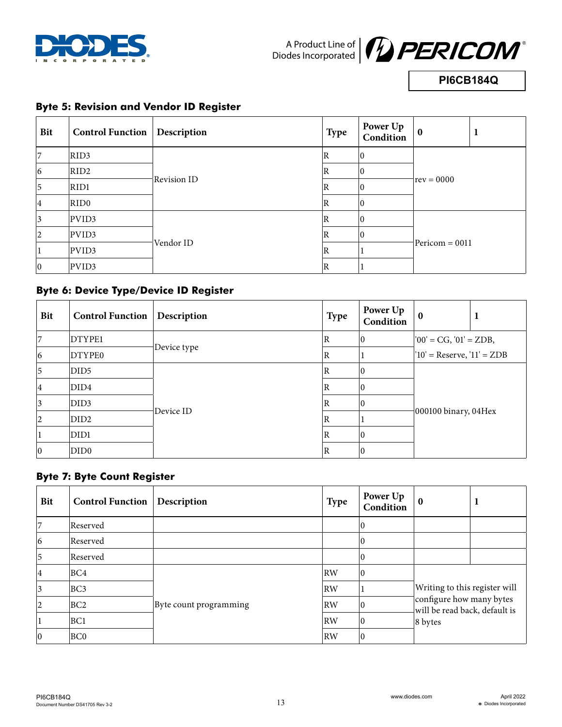## Byte 5: Revision and Vendor ID Register

| Bit | Control Function | Description | Type | Power Up Condition | 0 | 1 |
|---|---|---|---|---|---|---|
| 7 | RID3 | Revision ID | R | 0 | rev = 0000 | |
| 6 | RID2 | | R | 0 | | |
| 5 | RID1 | | R | 0 | | |
| 4 | RID0 | | R | 0 | | |
| 3 | PVID3 | Vendor ID | R | 0 | Pericom = 0011 | |
| 2 | PVID3 | | R | 0 | | |
| 1 | PVID3 | | R | 1 | | |
| 0 | PVID3 | | R | 1 | | |

## Byte 6: Device Type/Device ID Register

| Bit | Control Function | Description | Type | Power Up Condition | 0 | 1 |
|---|---|---|---|---|---|---|
| 7 | DTYPE1 | Device type | R | 0 | '00' = CG, '01' = ZDB, | |
| 6 | DTYPE0 | | R | 1 | '10' = Reserve, '11' = ZDB | |
| 5 | DID5 | Device ID | R | 0 | 000100 binary, 04Hex | |
| 4 | DID4 | | R | 0 | | |
| 3 | DID3 | | R | 0 | | |
| 2 | DID2 | | R | 1 | | |
| 1 | DID1 | | R | 0 | | |
| 0 | DID0 | | R | 0 | | |

## Byte 7: Byte Count Register

| Bit | Control Function | Description | Type | Power Up Condition | 0 | 1 |
|---|---|---|---|---|---|---|
| 7 | Reserved | | | 0 | | |
| 6 | Reserved | | | 0 | | |
| 5 | Reserved | | | 0 | | |
| 4 | BC4 | Byte count programming | RW | 0 | Writing to this register will configure how many bytes will be read back, default is 8 bytes | |
| 3 | BC3 | | RW | 1 | | |
| 2 | BC2 | | RW | 0 | | |
| 1 | BC1 | | RW | 0 | | |
| 0 | BC0 | | RW | 0 | | |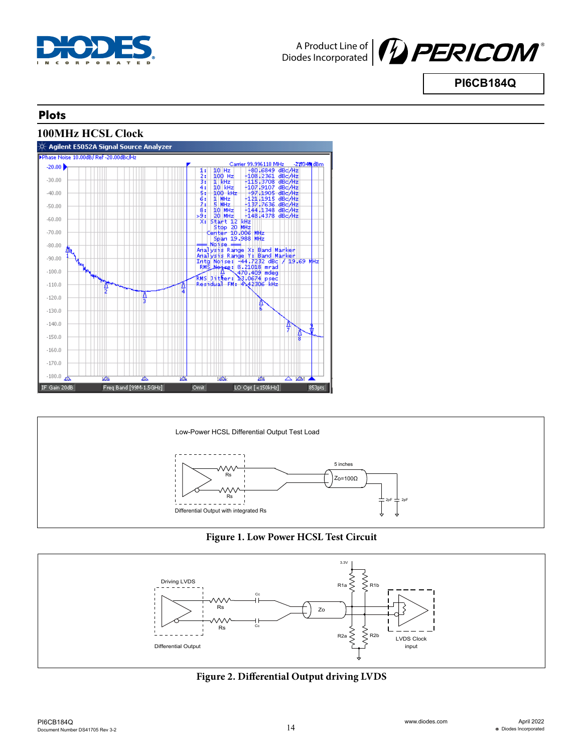## Plots

### 100MHz HCSL Clock

Agilent E5052A Signal Source Analyzer

Phase Noise 10.00dB/ Ref -20.00dBc/Hz

Carrier 99.996118 MHz -2.8349 dBm

| | | |
|---|---|---|
| 1: | 10 Hz | -80.6849 dBc/Hz |
| 2: | 100 Hz | -108.2361 dBc/Hz |
| 3: | 1 kHz | -115.3708 dBc/Hz |
| 4: | 10 kHz | -107.9107 dBc/Hz |
| 5: | 100 kHz | -97.1905 dBc/Hz |
| 6: | 1 MHz | -121.1915 dBc/Hz |
| 7: | 5 MHz | -137.7636 dBc/Hz |
| 8: | 10 MHz | -144.1348 dBc/Hz |
| >9: | 20 MHz | -148.4378 dBc/Hz |

X: Start 12 kHz
Stop 20 MHz
Center 10.006 MHz
Span 19.988 MHz

Noise
Analysis Range X: Band Marker
Analysis Range Y: Band Marker
Intg Noise: -44.7232 dBc / 19.69 MHz
RMS Noise: 8.21018 mrad
470.409 mdeg
RMS Jitter: 13.0674 psec
Residual FM: 4.42306 kHz

IF Gain 20dB | Freq Band [99M-1.5GHz] | Omit | LO Opt [<150kHz] | 853pts

Low-Power HCSL Differential Output Test Load

Differential Output with integrated Rs

**Figure 1. Low Power HCSL Test Circuit**

**Figure 2. Differential Output driving LVDS**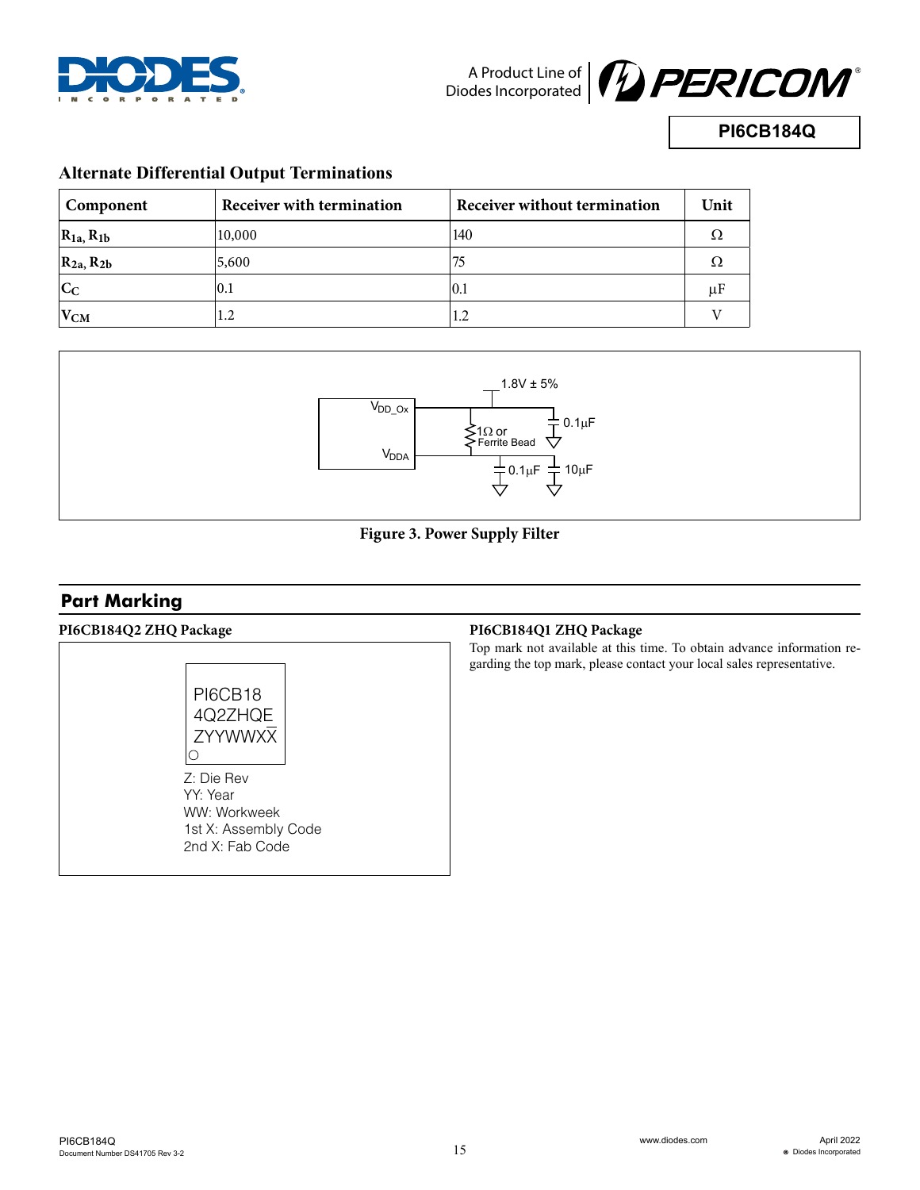### Alternate Differential Output Terminations

| Component | Receiver with termination | Receiver without termination | Unit |
|---|---|---|---|
| $R_{1a}$, $R_{1b}$ | 10,000 | 140 | Ω |
| $R_{2a}$, $R_{2b}$ | 5,600 | 75 | Ω |
| $C_C$ | 0.1 | 0.1 | μF |
| $V_{CM}$ | 1.2 | 1.2 | V |

1.8V ± 5%

$V_{DD\_Ox}$

$V_{DDA}$

1Ω or Ferrite Bead

0.1μF

0.1μF

10μF

**Figure 3. Power Supply Filter**

## Part Marking

### PI6CB184Q2 ZHQ Package

PI6CB18
4Q2ZHQE
ZYYWWX$\overline{X}$

Z: Die Rev
YY: Year
WW: Workweek
1st X: Assembly Code
2nd X: Fab Code

### PI6CB184Q1 ZHQ Package

Top mark not available at this time. To obtain advance information regarding the top mark, please contact your local sales representative.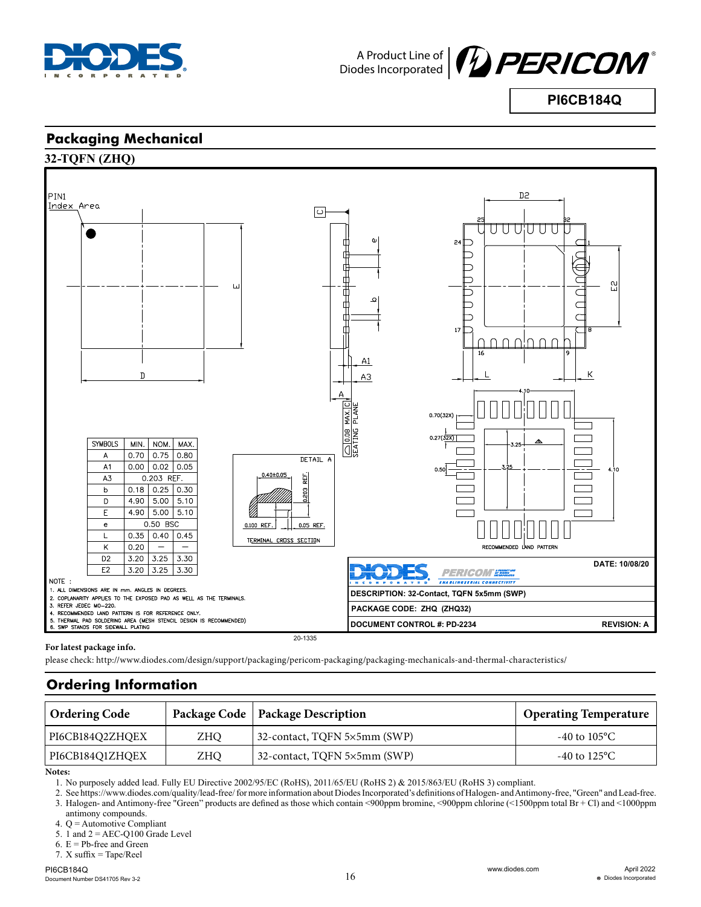## Packaging Mechanical

### 32-TQFN (ZHQ)

| SYMBOLS | MIN. | NOM. | MAX. |
|---|---|---|---|
| A | 0.70 | 0.75 | 0.80 |
| A1 | 0.00 | 0.02 | 0.05 |
| A3 | 0.203 REF. | | |
| b | 0.18 | 0.25 | 0.30 |
| D | 4.90 | 5.00 | 5.10 |
| E | 4.90 | 5.00 | 5.10 |
| e | 0.50 BSC | | |
| L | 0.35 | 0.40 | 0.45 |
| K | 0.20 | — | — |
| D2 | 3.20 | 3.25 | 3.30 |
| E2 | 3.20 | 3.25 | 3.30 |

NOTE :

1. ALL DIMENSIONS ARE IN mm. ANGLES IN DEGREES.
2. COPLANARITY APPLIES TO THE EXPOSED PAD AS WELL AS THE TERMINALS.
3. REFER JEDEC MO-220.
4. RECOMMENDED LAND PATTERN IS FOR REFERENCE ONLY.
5. THERMAL PAD SOLDERING AREA (MESH STENCIL DESIGN IS RECOMMENDED)
6. SWP STANDS FOR SIDEWALL PLATING

DATE: 10/08/20

DESCRIPTION: 32-Contact, TQFN 5x5mm (SWP)

PACKAGE CODE: ZHQ (ZHQ32)

DOCUMENT CONTROL #: PD-2234 REVISION: A

20-1335

**For latest package info.**

please check: http://www.diodes.com/design/support/packaging/pericom-packaging/packaging-mechanicals-and-thermal-characteristics/

## Ordering Information

| Ordering Code | Package Code | Package Description | Operating Temperature |
|---|---|---|---|
| PI6CB184Q2ZHQEX | ZHQ | 32-contact, TQFN 5×5mm (SWP) | -40 to 105°C |
| PI6CB184Q1ZHQEX | ZHQ | 32-contact, TQFN 5×5mm (SWP) | -40 to 125°C |

**Notes:**

1. No purposely added lead. Fully EU Directive 2002/95/EC (RoHS), 2011/65/EU (RoHS 2) & 2015/863/EU (RoHS 3) compliant.
2. See https://www.diodes.com/quality/lead-free/ for more information about Diodes Incorporated's definitions of Halogen- and Antimony-free, "Green" and Lead-free.
3. Halogen- and Antimony-free "Green" products are defined as those which contain <900ppm bromine, <900ppm chlorine (<1500ppm total Br + Cl) and <1000ppm antimony compounds.
4. Q = Automotive Compliant
5. 1 and 2 = AEC-Q100 Grade Level
6. E = Pb-free and Green
7. X suffix = Tape/Reel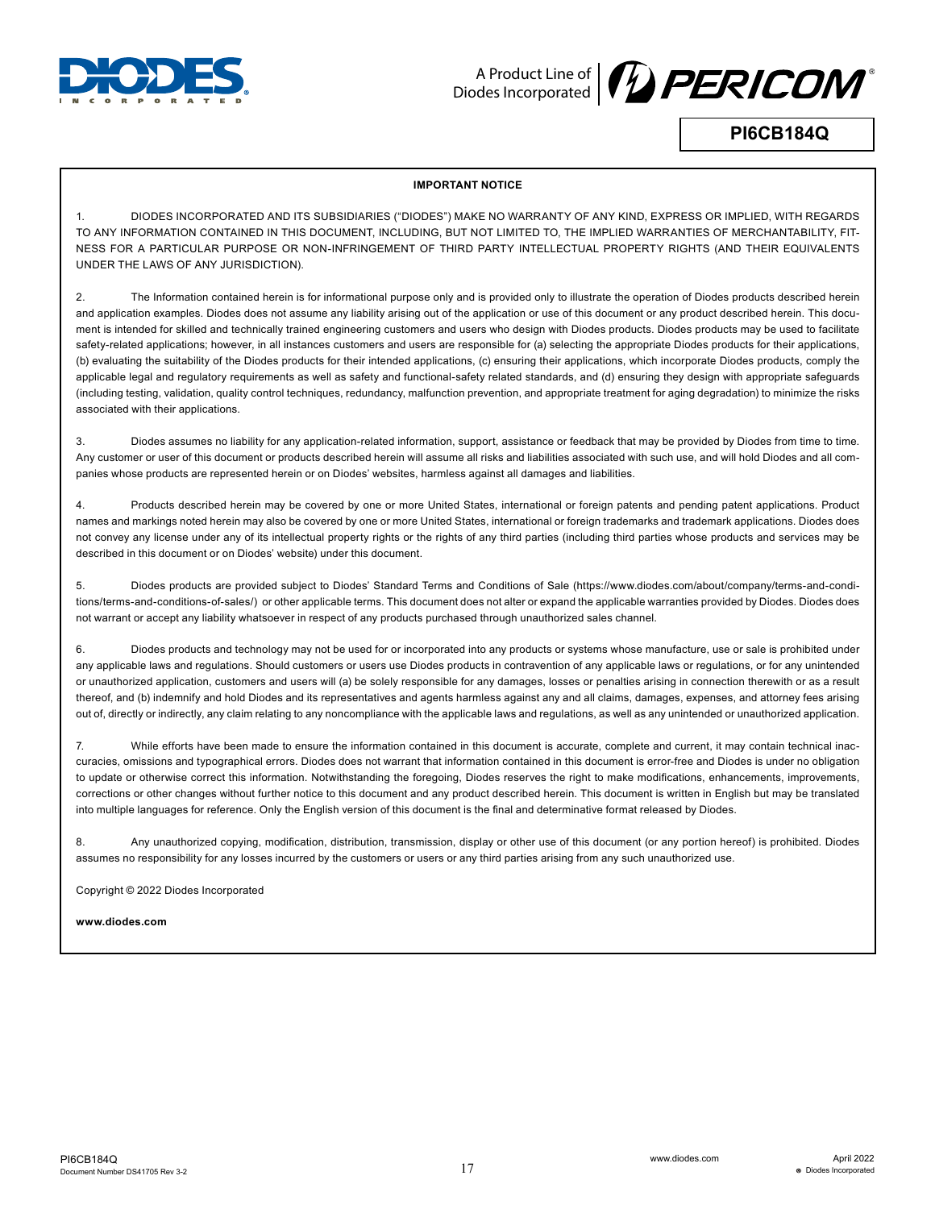**IMPORTANT NOTICE**

1. DIODES INCORPORATED AND ITS SUBSIDIARIES ("DIODES") MAKE NO WARRANTY OF ANY KIND, EXPRESS OR IMPLIED, WITH REGARDS TO ANY INFORMATION CONTAINED IN THIS DOCUMENT, INCLUDING, BUT NOT LIMITED TO, THE IMPLIED WARRANTIES OF MERCHANTABILITY, FITNESS FOR A PARTICULAR PURPOSE OR NON-INFRINGEMENT OF THIRD PARTY INTELLECTUAL PROPERTY RIGHTS (AND THEIR EQUIVALENTS UNDER THE LAWS OF ANY JURISDICTION).

2. The Information contained herein is for informational purpose only and is provided only to illustrate the operation of Diodes products described herein and application examples. Diodes does not assume any liability arising out of the application or use of this document or any product described herein. This document is intended for skilled and technically trained engineering customers and users who design with Diodes products. Diodes products may be used to facilitate safety-related applications; however, in all instances customers and users are responsible for (a) selecting the appropriate Diodes products for their applications, (b) evaluating the suitability of the Diodes products for their intended applications, (c) ensuring their applications, which incorporate Diodes products, comply the applicable legal and regulatory requirements as well as safety and functional-safety related standards, and (d) ensuring they design with appropriate safeguards (including testing, validation, quality control techniques, redundancy, malfunction prevention, and appropriate treatment for aging degradation) to minimize the risks associated with their applications.

3. Diodes assumes no liability for any application-related information, support, assistance or feedback that may be provided by Diodes from time to time. Any customer or user of this document or products described herein will assume all risks and liabilities associated with such use, and will hold Diodes and all companies whose products are represented herein or on Diodes' websites, harmless against all damages and liabilities.

4. Products described herein may be covered by one or more United States, international or foreign patents and pending patent applications. Product names and markings noted herein may also be covered by one or more United States, international or foreign trademarks and trademark applications. Diodes does not convey any license under any of its intellectual property rights or the rights of any third parties (including third parties whose products and services may be described in this document or on Diodes' website) under this document.

5. Diodes products are provided subject to Diodes' Standard Terms and Conditions of Sale (https://www.diodes.com/about/company/terms-and-conditions/terms-and-conditions-of-sales/) or other applicable terms. This document does not alter or expand the applicable warranties provided by Diodes. Diodes does not warrant or accept any liability whatsoever in respect of any products purchased through unauthorized sales channel.

6. Diodes products and technology may not be used for or incorporated into any products or systems whose manufacture, use or sale is prohibited under any applicable laws and regulations. Should customers or users use Diodes products in contravention of any applicable laws or regulations, or for any unintended or unauthorized application, customers and users will (a) be solely responsible for any damages, losses or penalties arising in connection therewith or as a result thereof, and (b) indemnify and hold Diodes and its representatives and agents harmless against any and all claims, damages, expenses, and attorney fees arising out of, directly or indirectly, any claim relating to any noncompliance with the applicable laws and regulations, as well as any unintended or unauthorized application.

7. While efforts have been made to ensure the information contained in this document is accurate, complete and current, it may contain technical inaccuracies, omissions and typographical errors. Diodes does not warrant that information contained in this document is error-free and Diodes is under no obligation to update or otherwise correct this information. Notwithstanding the foregoing, Diodes reserves the right to make modifications, enhancements, improvements, corrections or other changes without further notice to this document and any product described herein. This document is written in English but may be translated into multiple languages for reference. Only the English version of this document is the final and determinative format released by Diodes.

8. Any unauthorized copying, modification, distribution, transmission, display or other use of this document (or any portion hereof) is prohibited. Diodes assumes no responsibility for any losses incurred by the customers or users or any third parties arising from any such unauthorized use.

Copyright © 2022 Diodes Incorporated

**www.diodes.com**